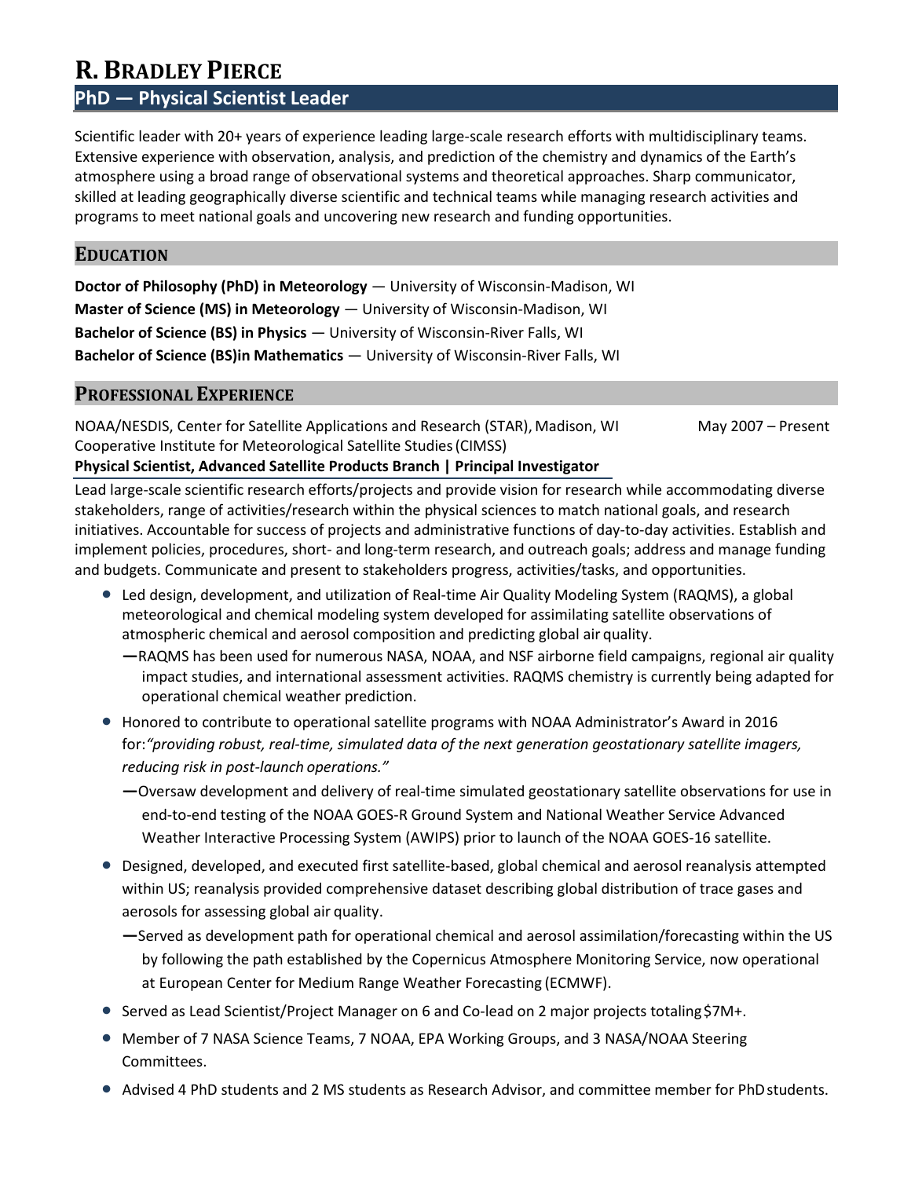# R. Bradley Pierce

## PhD — Physical Scientist Leader

Scientific leader with 20+ years of experience leading large-scale research efforts with multidisciplinary teams. Extensive experience with observation, analysis, and prediction of the chemistry and dynamics of the Earth's atmosphere using a broad range of observational systems and theoretical approaches. Sharp communicator, skilled at leading geographically diverse scientific and technical teams while managing research activities and programs to meet national goals and uncovering new research and funding opportunities.

## Education

**Doctor of Philosophy (PhD) in Meteorology** — University of Wisconsin-Madison, WI
**Master of Science (MS) in Meteorology** — University of Wisconsin-Madison, WI
**Bachelor of Science (BS) in Physics** — University of Wisconsin-River Falls, WI
**Bachelor of Science (BS)in Mathematics** — University of Wisconsin-River Falls, WI

## Professional Experience

NOAA/NESDIS, Center for Satellite Applications and Research (STAR), Madison, WI — May 2007 – Present
Cooperative Institute for Meteorological Satellite Studies (CIMSS)
**Physical Scientist, Advanced Satellite Products Branch | Principal Investigator**

Lead large-scale scientific research efforts/projects and provide vision for research while accommodating diverse stakeholders, range of activities/research within the physical sciences to match national goals, and research initiatives. Accountable for success of projects and administrative functions of day-to-day activities. Establish and implement policies, procedures, short- and long-term research, and outreach goals; address and manage funding and budgets. Communicate and present to stakeholders progress, activities/tasks, and opportunities.

- Led design, development, and utilization of Real-time Air Quality Modeling System (RAQMS), a global meteorological and chemical modeling system developed for assimilating satellite observations of atmospheric chemical and aerosol composition and predicting global air quality.
  - —RAQMS has been used for numerous NASA, NOAA, and NSF airborne field campaigns, regional air quality impact studies, and international assessment activities. RAQMS chemistry is currently being adapted for operational chemical weather prediction.
- Honored to contribute to operational satellite programs with NOAA Administrator's Award in 2016 for: *"providing robust, real-time, simulated data of the next generation geostationary satellite imagers, reducing risk in post-launch operations."*
  - —Oversaw development and delivery of real-time simulated geostationary satellite observations for use in end-to-end testing of the NOAA GOES-R Ground System and National Weather Service Advanced Weather Interactive Processing System (AWIPS) prior to launch of the NOAA GOES-16 satellite.
- Designed, developed, and executed first satellite-based, global chemical and aerosol reanalysis attempted within US; reanalysis provided comprehensive dataset describing global distribution of trace gases and aerosols for assessing global air quality.
  - —Served as development path for operational chemical and aerosol assimilation/forecasting within the US by following the path established by the Copernicus Atmosphere Monitoring Service, now operational at European Center for Medium Range Weather Forecasting (ECMWF).
- Served as Lead Scientist/Project Manager on 6 and Co-lead on 2 major projects totaling $7M+.
- Member of 7 NASA Science Teams, 7 NOAA, EPA Working Groups, and 3 NASA/NOAA Steering Committees.
- Advised 4 PhD students and 2 MS students as Research Advisor, and committee member for PhD students.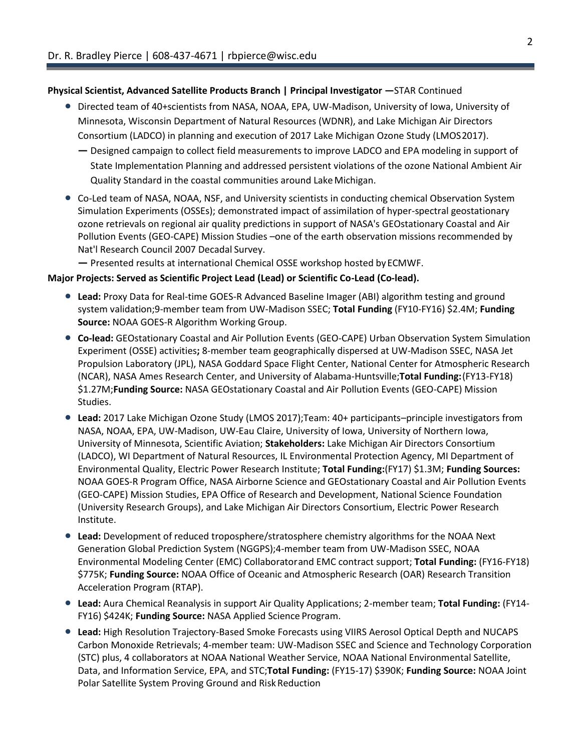**Physical Scientist, Advanced Satellite Products Branch | Principal Investigator —**STAR Continued

- Directed team of 40+scientists from NASA, NOAA, EPA, UW-Madison, University of Iowa, University of Minnesota, Wisconsin Department of Natural Resources (WDNR), and Lake Michigan Air Directors Consortium (LADCO) in planning and execution of 2017 Lake Michigan Ozone Study (LMOS2017).
  - **—** Designed campaign to collect field measurements to improve LADCO and EPA modeling in support of State Implementation Planning and addressed persistent violations of the ozone National Ambient Air Quality Standard in the coastal communities around Lake Michigan.
- Co-Led team of NASA, NOAA, NSF, and University scientists in conducting chemical Observation System Simulation Experiments (OSSEs); demonstrated impact of assimilation of hyper-spectral geostationary ozone retrievals on regional air quality predictions in support of NASA's GEOstationary Coastal and Air Pollution Events (GEO-CAPE) Mission Studies –one of the earth observation missions recommended by Nat'l Research Council 2007 Decadal Survey.
  - **—** Presented results at international Chemical OSSE workshop hosted by ECMWF.

**Major Projects: Served as Scientific Project Lead (Lead) or Scientific Co-Lead (Co-lead).**

- **Lead:** Proxy Data for Real-time GOES-R Advanced Baseline Imager (ABI) algorithm testing and ground system validation;9-member team from UW-Madison SSEC; **Total Funding** (FY10-FY16) $2.4M; **Funding Source:** NOAA GOES-R Algorithm Working Group.
- **Co-lead:** GEOstationary Coastal and Air Pollution Events (GEO-CAPE) Urban Observation System Simulation Experiment (OSSE) activities**;** 8-member team geographically dispersed at UW-Madison SSEC, NASA Jet Propulsion Laboratory (JPL), NASA Goddard Space Flight Center, National Center for Atmospheric Research (NCAR), NASA Ames Research Center, and University of Alabama-Huntsville;**Total Funding:**(FY13-FY18) $1.27M;**Funding Source:** NASA GEOstationary Coastal and Air Pollution Events (GEO-CAPE) Mission Studies.
- **Lead:** 2017 Lake Michigan Ozone Study (LMOS 2017);Team: 40+ participants–principle investigators from NASA, NOAA, EPA, UW-Madison, UW-Eau Claire, University of Iowa, University of Northern Iowa, University of Minnesota, Scientific Aviation; **Stakeholders:** Lake Michigan Air Directors Consortium (LADCO), WI Department of Natural Resources, IL Environmental Protection Agency, MI Department of Environmental Quality, Electric Power Research Institute; **Total Funding:**(FY17) $1.3M; **Funding Sources:** NOAA GOES-R Program Office, NASA Airborne Science and GEOstationary Coastal and Air Pollution Events (GEO-CAPE) Mission Studies, EPA Office of Research and Development, National Science Foundation (University Research Groups), and Lake Michigan Air Directors Consortium, Electric Power Research Institute.
- **Lead:** Development of reduced troposphere/stratosphere chemistry algorithms for the NOAA Next Generation Global Prediction System (NGGPS);4-member team from UW-Madison SSEC, NOAA Environmental Modeling Center (EMC) Collaboratorand EMC contract support; **Total Funding:** (FY16-FY18) $775K; **Funding Source:** NOAA Office of Oceanic and Atmospheric Research (OAR) Research Transition Acceleration Program (RTAP).
- **Lead:** Aura Chemical Reanalysis in support Air Quality Applications; 2-member team; **Total Funding:** (FY14-FY16) $424K; **Funding Source:** NASA Applied Science Program.
- **Lead:** High Resolution Trajectory-Based Smoke Forecasts using VIIRS Aerosol Optical Depth and NUCAPS Carbon Monoxide Retrievals; 4-member team: UW-Madison SSEC and Science and Technology Corporation (STC) plus, 4 collaborators at NOAA National Weather Service, NOAA National Environmental Satellite, Data, and Information Service, EPA, and STC;**Total Funding:** (FY15-17) $390K; **Funding Source:** NOAA Joint Polar Satellite System Proving Ground and Risk Reduction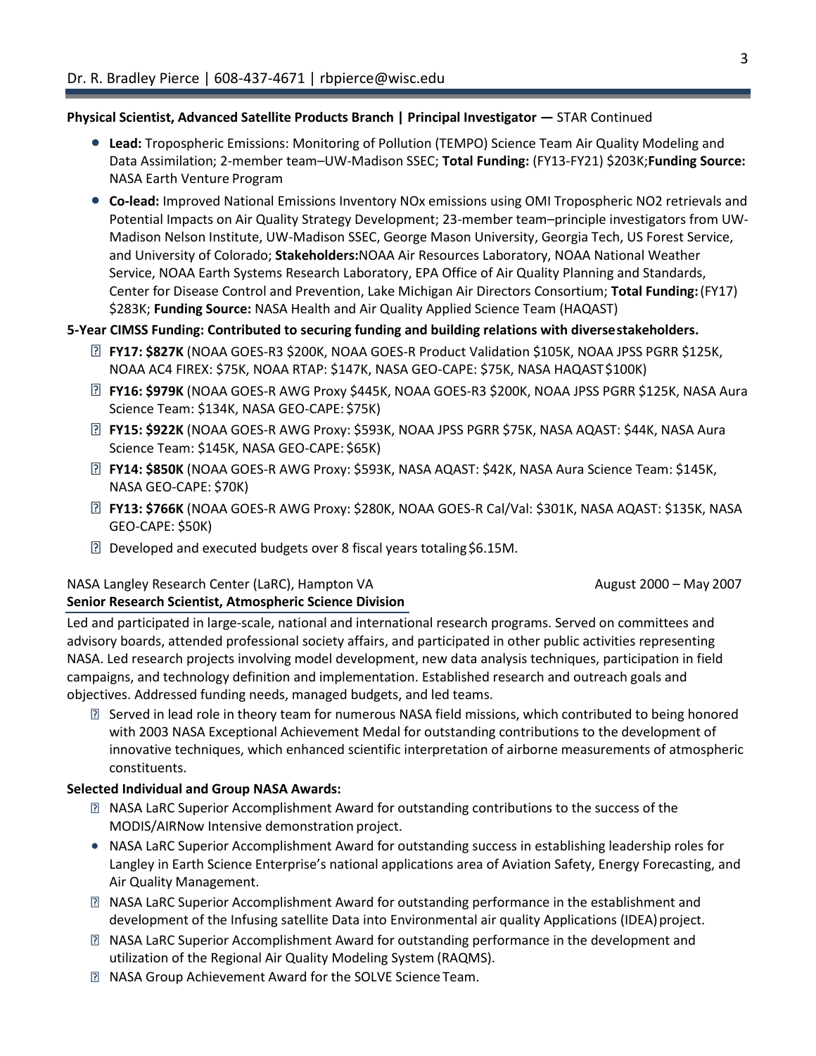**Physical Scientist, Advanced Satellite Products Branch | Principal Investigator —** STAR Continued

- **Lead:** Tropospheric Emissions: Monitoring of Pollution (TEMPO) Science Team Air Quality Modeling and Data Assimilation; 2-member team–UW-Madison SSEC; **Total Funding:** (FY13-FY21) $203K; **Funding Source:** NASA Earth Venture Program
- **Co-lead:** Improved National Emissions Inventory NOx emissions using OMI Tropospheric NO2 retrievals and Potential Impacts on Air Quality Strategy Development; 23-member team–principle investigators from UW-Madison Nelson Institute, UW-Madison SSEC, George Mason University, Georgia Tech, US Forest Service, and University of Colorado; **Stakeholders:** NOAA Air Resources Laboratory, NOAA National Weather Service, NOAA Earth Systems Research Laboratory, EPA Office of Air Quality Planning and Standards, Center for Disease Control and Prevention, Lake Michigan Air Directors Consortium; **Total Funding:** (FY17) $283K; **Funding Source:** NASA Health and Air Quality Applied Science Team (HAQAST)

**5-Year CIMSS Funding: Contributed to securing funding and building relations with diverse stakeholders.**

- **FY17: $827K** (NOAA GOES-R3 $200K, NOAA GOES-R Product Validation $105K, NOAA JPSS PGRR $125K, NOAA AC4 FIREX: $75K, NOAA RTAP: $147K, NASA GEO-CAPE: $75K, NASA HAQAST $100K)
- **FY16: $979K** (NOAA GOES-R AWG Proxy $445K, NOAA GOES-R3 $200K, NOAA JPSS PGRR $125K, NASA Aura Science Team: $134K, NASA GEO-CAPE: $75K)
- **FY15: $922K** (NOAA GOES-R AWG Proxy: $593K, NOAA JPSS PGRR $75K, NASA AQAST: $44K, NASA Aura Science Team: $145K, NASA GEO-CAPE: $65K)
- **FY14: $850K** (NOAA GOES-R AWG Proxy: $593K, NASA AQAST: $42K, NASA Aura Science Team: $145K, NASA GEO-CAPE: $70K)
- **FY13: $766K** (NOAA GOES-R AWG Proxy: $280K, NOAA GOES-R Cal/Val: $301K, NASA AQAST: $135K, NASA GEO-CAPE: $50K)
- Developed and executed budgets over 8 fiscal years totaling $6.15M.

NASA Langley Research Center (LaRC), Hampton VA — August 2000 – May 2007

**Senior Research Scientist, Atmospheric Science Division**

Led and participated in large-scale, national and international research programs. Served on committees and advisory boards, attended professional society affairs, and participated in other public activities representing NASA. Led research projects involving model development, new data analysis techniques, participation in field campaigns, and technology definition and implementation. Established research and outreach goals and objectives. Addressed funding needs, managed budgets, and led teams.

- Served in lead role in theory team for numerous NASA field missions, which contributed to being honored with 2003 NASA Exceptional Achievement Medal for outstanding contributions to the development of innovative techniques, which enhanced scientific interpretation of airborne measurements of atmospheric constituents.

**Selected Individual and Group NASA Awards:**

- NASA LaRC Superior Accomplishment Award for outstanding contributions to the success of the MODIS/AIRNow Intensive demonstration project.
- NASA LaRC Superior Accomplishment Award for outstanding success in establishing leadership roles for Langley in Earth Science Enterprise's national applications area of Aviation Safety, Energy Forecasting, and Air Quality Management.
- NASA LaRC Superior Accomplishment Award for outstanding performance in the establishment and development of the Infusing satellite Data into Environmental air quality Applications (IDEA) project.
- NASA LaRC Superior Accomplishment Award for outstanding performance in the development and utilization of the Regional Air Quality Modeling System (RAQMS).
- NASA Group Achievement Award for the SOLVE Science Team.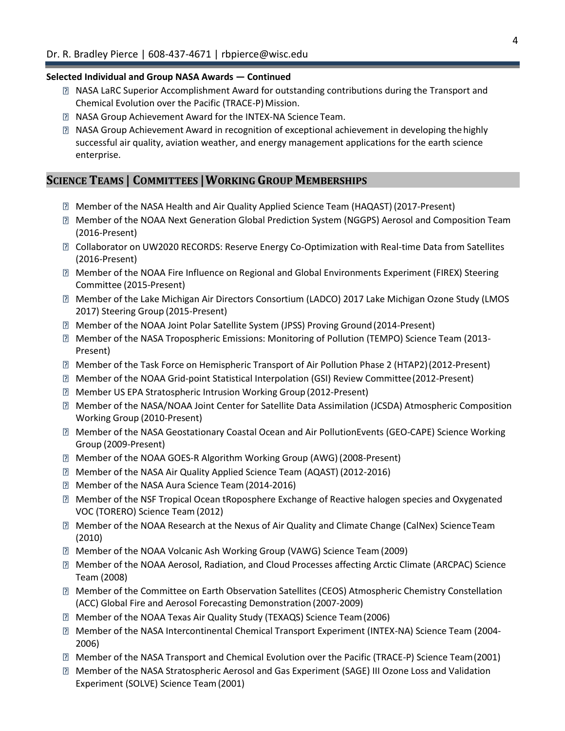**Selected Individual and Group NASA Awards — Continued**

- NASA LaRC Superior Accomplishment Award for outstanding contributions during the Transport and Chemical Evolution over the Pacific (TRACE-P) Mission.
- NASA Group Achievement Award for the INTEX-NA Science Team.
- NASA Group Achievement Award in recognition of exceptional achievement in developing the highly successful air quality, aviation weather, and energy management applications for the earth science enterprise.

## SCIENCE TEAMS | COMMITTEES | WORKING GROUP MEMBERSHIPS

- Member of the NASA Health and Air Quality Applied Science Team (HAQAST) (2017-Present)
- Member of the NOAA Next Generation Global Prediction System (NGGPS) Aerosol and Composition Team (2016-Present)
- Collaborator on UW2020 RECORDS: Reserve Energy Co-Optimization with Real-time Data from Satellites (2016-Present)
- Member of the NOAA Fire Influence on Regional and Global Environments Experiment (FIREX) Steering Committee (2015-Present)
- Member of the Lake Michigan Air Directors Consortium (LADCO) 2017 Lake Michigan Ozone Study (LMOS 2017) Steering Group (2015-Present)
- Member of the NOAA Joint Polar Satellite System (JPSS) Proving Ground (2014-Present)
- Member of the NASA Tropospheric Emissions: Monitoring of Pollution (TEMPO) Science Team (2013-Present)
- Member of the Task Force on Hemispheric Transport of Air Pollution Phase 2 (HTAP2) (2012-Present)
- Member of the NOAA Grid-point Statistical Interpolation (GSI) Review Committee (2012-Present)
- Member US EPA Stratospheric Intrusion Working Group (2012-Present)
- Member of the NASA/NOAA Joint Center for Satellite Data Assimilation (JCSDA) Atmospheric Composition Working Group (2010-Present)
- Member of the NASA Geostationary Coastal Ocean and Air PollutionEvents (GEO-CAPE) Science Working Group (2009-Present)
- Member of the NOAA GOES-R Algorithm Working Group (AWG) (2008-Present)
- Member of the NASA Air Quality Applied Science Team (AQAST) (2012-2016)
- Member of the NASA Aura Science Team (2014-2016)
- Member of the NSF Tropical Ocean tRoposphere Exchange of Reactive halogen species and Oxygenated VOC (TORERO) Science Team (2012)
- Member of the NOAA Research at the Nexus of Air Quality and Climate Change (CalNex) Science Team (2010)
- Member of the NOAA Volcanic Ash Working Group (VAWG) Science Team (2009)
- Member of the NOAA Aerosol, Radiation, and Cloud Processes affecting Arctic Climate (ARCPAC) Science Team (2008)
- Member of the Committee on Earth Observation Satellites (CEOS) Atmospheric Chemistry Constellation (ACC) Global Fire and Aerosol Forecasting Demonstration (2007-2009)
- Member of the NOAA Texas Air Quality Study (TEXAQS) Science Team (2006)
- Member of the NASA Intercontinental Chemical Transport Experiment (INTEX-NA) Science Team (2004-2006)
- Member of the NASA Transport and Chemical Evolution over the Pacific (TRACE-P) Science Team (2001)
- Member of the NASA Stratospheric Aerosol and Gas Experiment (SAGE) III Ozone Loss and Validation Experiment (SOLVE) Science Team (2001)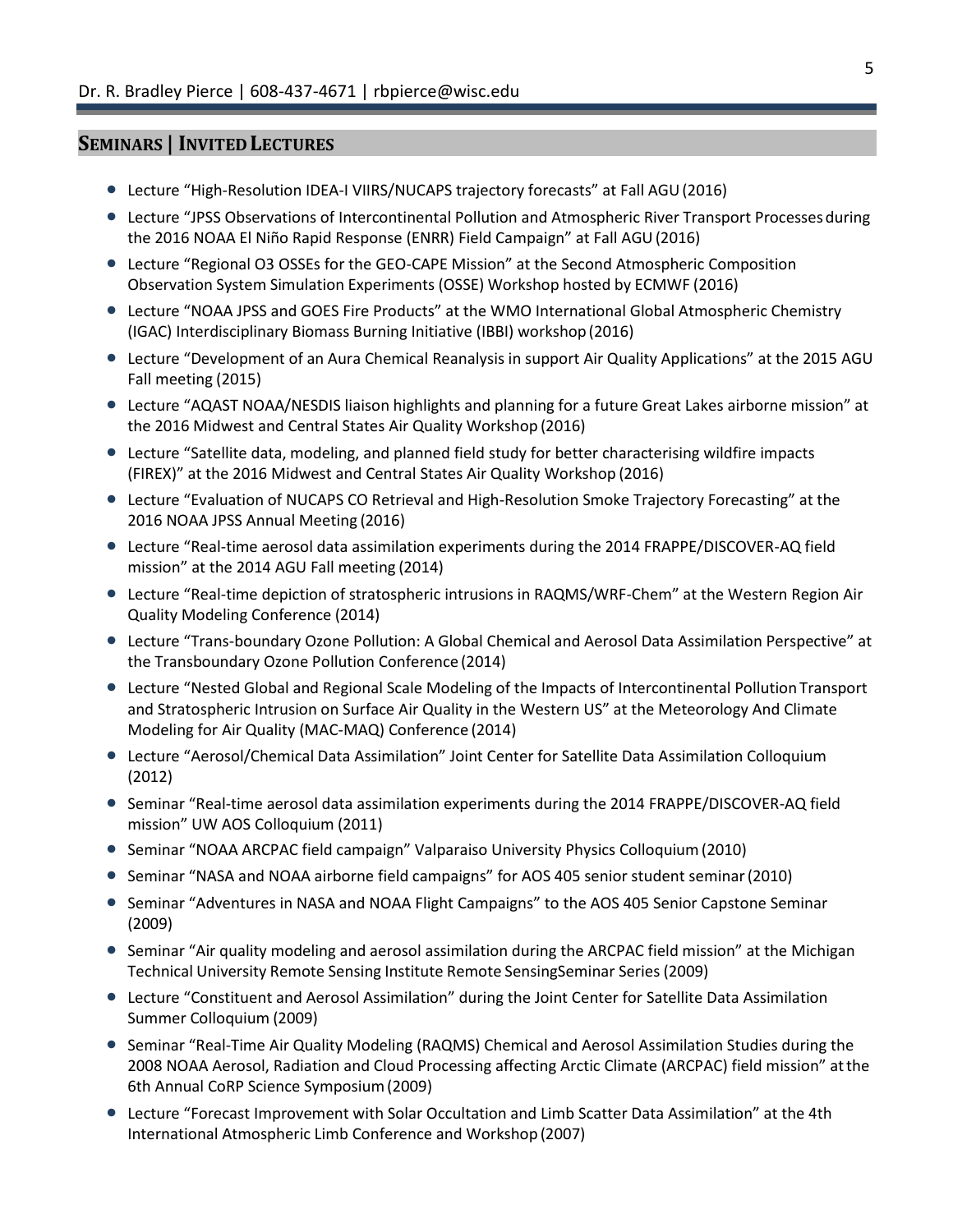## SEMINARS | INVITED LECTURES

- Lecture "High-Resolution IDEA-I VIIRS/NUCAPS trajectory forecasts" at Fall AGU (2016)
- Lecture "JPSS Observations of Intercontinental Pollution and Atmospheric River Transport Processes during the 2016 NOAA El Niño Rapid Response (ENRR) Field Campaign" at Fall AGU (2016)
- Lecture "Regional O3 OSSEs for the GEO-CAPE Mission" at the Second Atmospheric Composition Observation System Simulation Experiments (OSSE) Workshop hosted by ECMWF (2016)
- Lecture "NOAA JPSS and GOES Fire Products" at the WMO International Global Atmospheric Chemistry (IGAC) Interdisciplinary Biomass Burning Initiative (IBBI) workshop (2016)
- Lecture "Development of an Aura Chemical Reanalysis in support Air Quality Applications" at the 2015 AGU Fall meeting (2015)
- Lecture "AQAST NOAA/NESDIS liaison highlights and planning for a future Great Lakes airborne mission" at the 2016 Midwest and Central States Air Quality Workshop (2016)
- Lecture "Satellite data, modeling, and planned field study for better characterising wildfire impacts (FIREX)" at the 2016 Midwest and Central States Air Quality Workshop (2016)
- Lecture "Evaluation of NUCAPS CO Retrieval and High-Resolution Smoke Trajectory Forecasting" at the 2016 NOAA JPSS Annual Meeting (2016)
- Lecture "Real-time aerosol data assimilation experiments during the 2014 FRAPPE/DISCOVER-AQ field mission" at the 2014 AGU Fall meeting (2014)
- Lecture "Real-time depiction of stratospheric intrusions in RAQMS/WRF-Chem" at the Western Region Air Quality Modeling Conference (2014)
- Lecture "Trans-boundary Ozone Pollution: A Global Chemical and Aerosol Data Assimilation Perspective" at the Transboundary Ozone Pollution Conference (2014)
- Lecture "Nested Global and Regional Scale Modeling of the Impacts of Intercontinental Pollution Transport and Stratospheric Intrusion on Surface Air Quality in the Western US" at the Meteorology And Climate Modeling for Air Quality (MAC-MAQ) Conference (2014)
- Lecture "Aerosol/Chemical Data Assimilation" Joint Center for Satellite Data Assimilation Colloquium (2012)
- Seminar "Real-time aerosol data assimilation experiments during the 2014 FRAPPE/DISCOVER-AQ field mission" UW AOS Colloquium (2011)
- Seminar "NOAA ARCPAC field campaign" Valparaiso University Physics Colloquium (2010)
- Seminar "NASA and NOAA airborne field campaigns" for AOS 405 senior student seminar (2010)
- Seminar "Adventures in NASA and NOAA Flight Campaigns" to the AOS 405 Senior Capstone Seminar (2009)
- Seminar "Air quality modeling and aerosol assimilation during the ARCPAC field mission" at the Michigan Technical University Remote Sensing Institute Remote SensingSeminar Series (2009)
- Lecture "Constituent and Aerosol Assimilation" during the Joint Center for Satellite Data Assimilation Summer Colloquium (2009)
- Seminar "Real-Time Air Quality Modeling (RAQMS) Chemical and Aerosol Assimilation Studies during the 2008 NOAA Aerosol, Radiation and Cloud Processing affecting Arctic Climate (ARCPAC) field mission" at the 6th Annual CoRP Science Symposium (2009)
- Lecture "Forecast Improvement with Solar Occultation and Limb Scatter Data Assimilation" at the 4th International Atmospheric Limb Conference and Workshop (2007)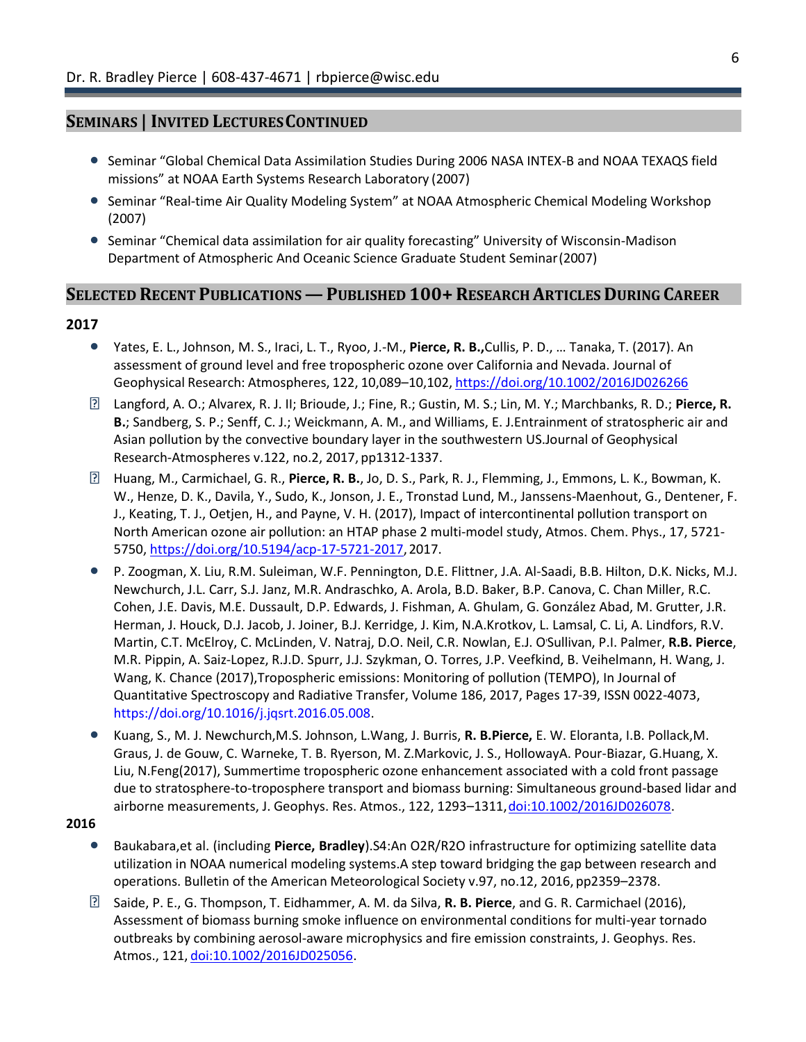## SEMINARS | INVITED LECTURES CONTINUED

- Seminar "Global Chemical Data Assimilation Studies During 2006 NASA INTEX-B and NOAA TEXAQS field missions" at NOAA Earth Systems Research Laboratory (2007)
- Seminar "Real-time Air Quality Modeling System" at NOAA Atmospheric Chemical Modeling Workshop (2007)
- Seminar "Chemical data assimilation for air quality forecasting" University of Wisconsin-Madison Department of Atmospheric And Oceanic Science Graduate Student Seminar (2007)

## SELECTED RECENT PUBLICATIONS — PUBLISHED 100+ RESEARCH ARTICLES DURING CAREER

### 2017

- Yates, E. L., Johnson, M. S., Iraci, L. T., Ryoo, J.-M., **Pierce, R. B.,** Cullis, P. D., … Tanaka, T. (2017). An assessment of ground level and free tropospheric ozone over California and Nevada. Journal of Geophysical Research: Atmospheres, 122, 10,089–10,102, https://doi.org/10.1002/2016JD026266
- Langford, A. O.; Alvarex, R. J. II; Brioude, J.; Fine, R.; Gustin, M. S.; Lin, M. Y.; Marchbanks, R. D.; **Pierce, R. B.**; Sandberg, S. P.; Senff, C. J.; Weickmann, A. M., and Williams, E. J.Entrainment of stratospheric air and Asian pollution by the convective boundary layer in the southwestern US.Journal of Geophysical Research-Atmospheres v.122, no.2, 2017, pp1312-1337.
- Huang, M., Carmichael, G. R., **Pierce, R. B.**, Jo, D. S., Park, R. J., Flemming, J., Emmons, L. K., Bowman, K. W., Henze, D. K., Davila, Y., Sudo, K., Jonson, J. E., Tronstad Lund, M., Janssens-Maenhout, G., Dentener, F. J., Keating, T. J., Oetjen, H., and Payne, V. H. (2017), Impact of intercontinental pollution transport on North American ozone air pollution: an HTAP phase 2 multi-model study, Atmos. Chem. Phys., 17, 5721-5750, https://doi.org/10.5194/acp-17-5721-2017, 2017.
- P. Zoogman, X. Liu, R.M. Suleiman, W.F. Pennington, D.E. Flittner, J.A. Al-Saadi, B.B. Hilton, D.K. Nicks, M.J. Newchurch, J.L. Carr, S.J. Janz, M.R. Andraschko, A. Arola, B.D. Baker, B.P. Canova, C. Chan Miller, R.C. Cohen, J.E. Davis, M.E. Dussault, D.P. Edwards, J. Fishman, A. Ghulam, G. González Abad, M. Grutter, J.R. Herman, J. Houck, D.J. Jacob, J. Joiner, B.J. Kerridge, J. Kim, N.A.Krotkov, L. Lamsal, C. Li, A. Lindfors, R.V. Martin, C.T. McElroy, C. McLinden, V. Natraj, D.O. Neil, C.R. Nowlan, E.J. O'Sullivan, P.I. Palmer, **R.B. Pierce**, M.R. Pippin, A. Saiz-Lopez, R.J.D. Spurr, J.J. Szykman, O. Torres, J.P. Veefkind, B. Veihelmann, H. Wang, J. Wang, K. Chance (2017),Tropospheric emissions: Monitoring of pollution (TEMPO), In Journal of Quantitative Spectroscopy and Radiative Transfer, Volume 186, 2017, Pages 17-39, ISSN 0022-4073, https://doi.org/10.1016/j.jqsrt.2016.05.008.
- Kuang, S., M. J. Newchurch,M.S. Johnson, L.Wang, J. Burris, **R. B.Pierce,** E. W. Eloranta, I.B. Pollack,M. Graus, J. de Gouw, C. Warneke, T. B. Ryerson, M. Z.Markovic, J. S., HollowayA. Pour-Biazar, G.Huang, X. Liu, N.Feng(2017), Summertime tropospheric ozone enhancement associated with a cold front passage due to stratosphere-to-troposphere transport and biomass burning: Simultaneous ground-based lidar and airborne measurements, J. Geophys. Res. Atmos., 122, 1293–1311, doi:10.1002/2016JD026078.

### 2016

- Baukabara,et al. (including **Pierce, Bradley**).S4:An O2R/R2O infrastructure for optimizing satellite data utilization in NOAA numerical modeling systems.A step toward bridging the gap between research and operations. Bulletin of the American Meteorological Society v.97, no.12, 2016, pp2359–2378.
- Saide, P. E., G. Thompson, T. Eidhammer, A. M. da Silva, **R. B. Pierce**, and G. R. Carmichael (2016), Assessment of biomass burning smoke influence on environmental conditions for multi-year tornado outbreaks by combining aerosol-aware microphysics and fire emission constraints, J. Geophys. Res. Atmos., 121, doi:10.1002/2016JD025056.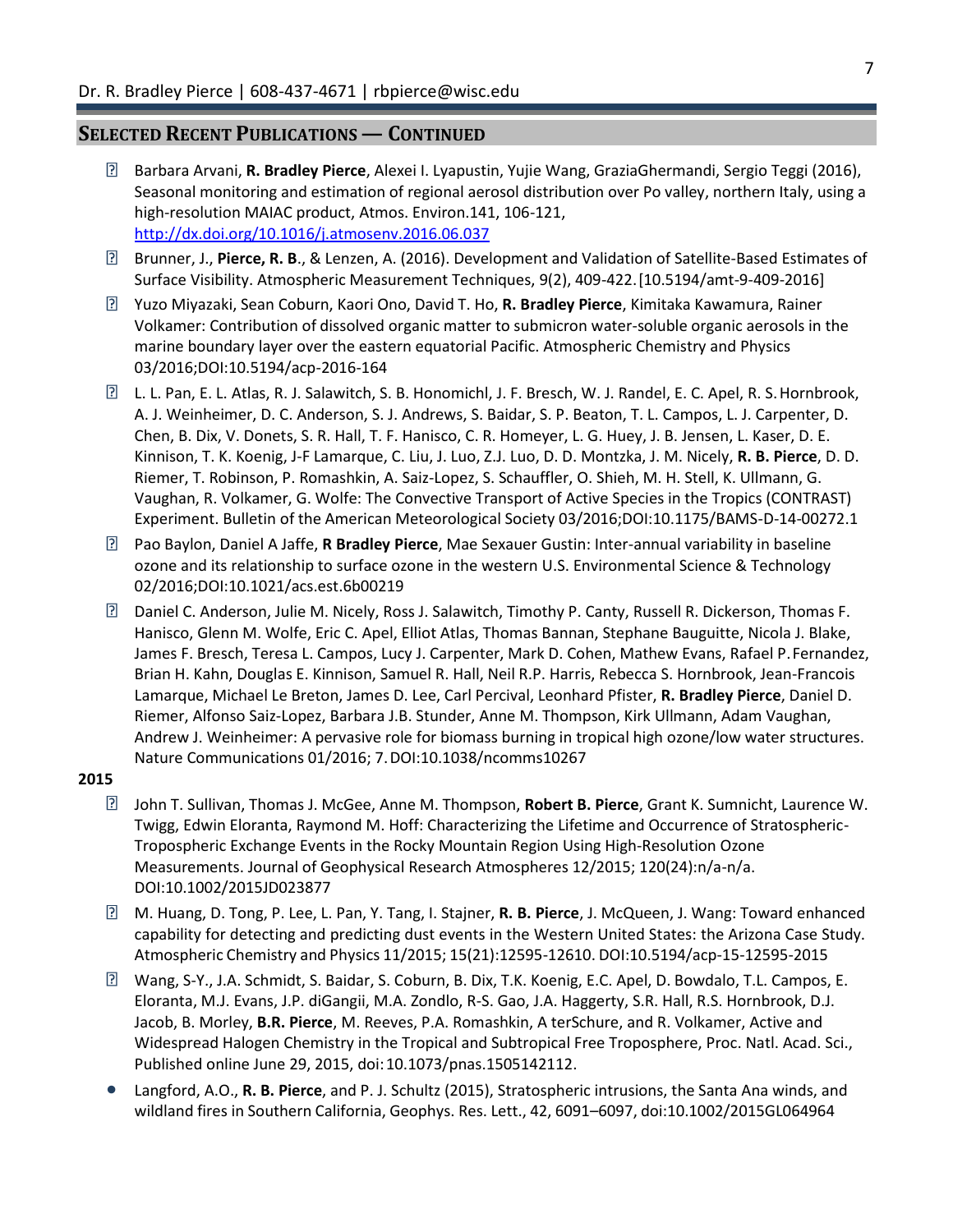## SELECTED RECENT PUBLICATIONS — CONTINUED

- Barbara Arvani, **R. Bradley Pierce**, Alexei I. Lyapustin, Yujie Wang, GraziaGhermandi, Sergio Teggi (2016), Seasonal monitoring and estimation of regional aerosol distribution over Po valley, northern Italy, using a high-resolution MAIAC product, Atmos. Environ.141, 106-121, http://dx.doi.org/10.1016/j.atmosenv.2016.06.037
- Brunner, J., **Pierce, R. B**., & Lenzen, A. (2016). Development and Validation of Satellite-Based Estimates of Surface Visibility. Atmospheric Measurement Techniques, 9(2), 409-422.[10.5194/amt-9-409-2016]
- Yuzo Miyazaki, Sean Coburn, Kaori Ono, David T. Ho, **R. Bradley Pierce**, Kimitaka Kawamura, Rainer Volkamer: Contribution of dissolved organic matter to submicron water-soluble organic aerosols in the marine boundary layer over the eastern equatorial Pacific. Atmospheric Chemistry and Physics 03/2016;DOI:10.5194/acp-2016-164
- L. L. Pan, E. L. Atlas, R. J. Salawitch, S. B. Honomichl, J. F. Bresch, W. J. Randel, E. C. Apel, R. S. Hornbrook, A. J. Weinheimer, D. C. Anderson, S. J. Andrews, S. Baidar, S. P. Beaton, T. L. Campos, L. J. Carpenter, D. Chen, B. Dix, V. Donets, S. R. Hall, T. F. Hanisco, C. R. Homeyer, L. G. Huey, J. B. Jensen, L. Kaser, D. E. Kinnison, T. K. Koenig, J-F Lamarque, C. Liu, J. Luo, Z.J. Luo, D. D. Montzka, J. M. Nicely, **R. B. Pierce**, D. D. Riemer, T. Robinson, P. Romashkin, A. Saiz-Lopez, S. Schauffler, O. Shieh, M. H. Stell, K. Ullmann, G. Vaughan, R. Volkamer, G. Wolfe: The Convective Transport of Active Species in the Tropics (CONTRAST) Experiment. Bulletin of the American Meteorological Society 03/2016;DOI:10.1175/BAMS-D-14-00272.1
- Pao Baylon, Daniel A Jaffe, **R Bradley Pierce**, Mae Sexauer Gustin: Inter-annual variability in baseline ozone and its relationship to surface ozone in the western U.S. Environmental Science & Technology 02/2016;DOI:10.1021/acs.est.6b00219
- Daniel C. Anderson, Julie M. Nicely, Ross J. Salawitch, Timothy P. Canty, Russell R. Dickerson, Thomas F. Hanisco, Glenn M. Wolfe, Eric C. Apel, Elliot Atlas, Thomas Bannan, Stephane Bauguitte, Nicola J. Blake, James F. Bresch, Teresa L. Campos, Lucy J. Carpenter, Mark D. Cohen, Mathew Evans, Rafael P. Fernandez, Brian H. Kahn, Douglas E. Kinnison, Samuel R. Hall, Neil R.P. Harris, Rebecca S. Hornbrook, Jean-Francois Lamarque, Michael Le Breton, James D. Lee, Carl Percival, Leonhard Pfister, **R. Bradley Pierce**, Daniel D. Riemer, Alfonso Saiz-Lopez, Barbara J.B. Stunder, Anne M. Thompson, Kirk Ullmann, Adam Vaughan, Andrew J. Weinheimer: A pervasive role for biomass burning in tropical high ozone/low water structures. Nature Communications 01/2016; 7. DOI:10.1038/ncomms10267

**2015**

- John T. Sullivan, Thomas J. McGee, Anne M. Thompson, **Robert B. Pierce**, Grant K. Sumnicht, Laurence W. Twigg, Edwin Eloranta, Raymond M. Hoff: Characterizing the Lifetime and Occurrence of Stratospheric-Tropospheric Exchange Events in the Rocky Mountain Region Using High-Resolution Ozone Measurements. Journal of Geophysical Research Atmospheres 12/2015; 120(24):n/a-n/a. DOI:10.1002/2015JD023877
- M. Huang, D. Tong, P. Lee, L. Pan, Y. Tang, I. Stajner, **R. B. Pierce**, J. McQueen, J. Wang: Toward enhanced capability for detecting and predicting dust events in the Western United States: the Arizona Case Study. Atmospheric Chemistry and Physics 11/2015; 15(21):12595-12610. DOI:10.5194/acp-15-12595-2015
- Wang, S-Y., J.A. Schmidt, S. Baidar, S. Coburn, B. Dix, T.K. Koenig, E.C. Apel, D. Bowdalo, T.L. Campos, E. Eloranta, M.J. Evans, J.P. diGangii, M.A. Zondlo, R-S. Gao, J.A. Haggerty, S.R. Hall, R.S. Hornbrook, D.J. Jacob, B. Morley, **B.R. Pierce**, M. Reeves, P.A. Romashkin, A terSchure, and R. Volkamer, Active and Widespread Halogen Chemistry in the Tropical and Subtropical Free Troposphere, Proc. Natl. Acad. Sci., Published online June 29, 2015, doi: 10.1073/pnas.1505142112.
- Langford, A.O., **R. B. Pierce**, and P. J. Schultz (2015), Stratospheric intrusions, the Santa Ana winds, and wildland fires in Southern California, Geophys. Res. Lett., 42, 6091–6097, doi:10.1002/2015GL064964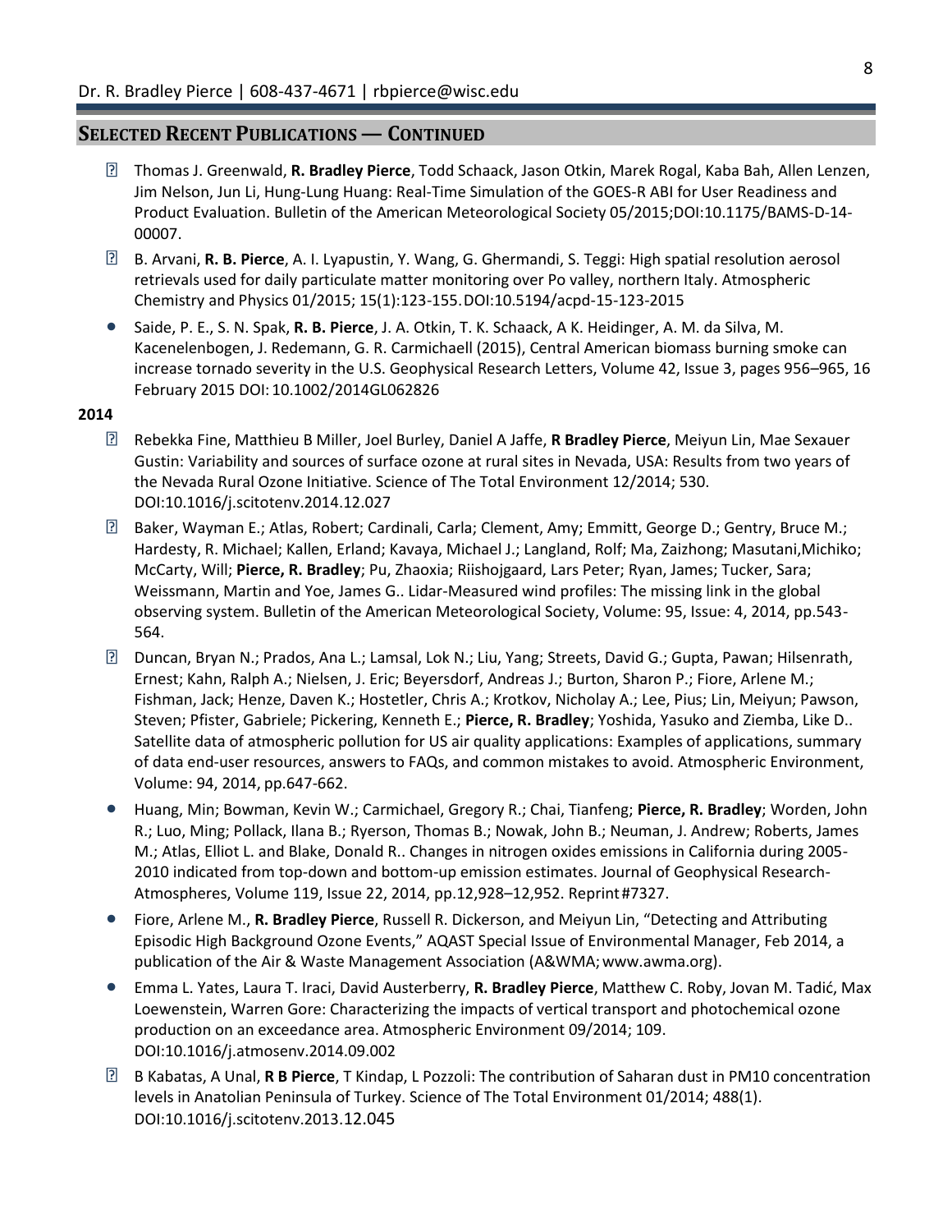## SELECTED RECENT PUBLICATIONS — CONTINUED

- Thomas J. Greenwald, **R. Bradley Pierce**, Todd Schaack, Jason Otkin, Marek Rogal, Kaba Bah, Allen Lenzen, Jim Nelson, Jun Li, Hung-Lung Huang: Real-Time Simulation of the GOES-R ABI for User Readiness and Product Evaluation. Bulletin of the American Meteorological Society 05/2015;DOI:10.1175/BAMS-D-14-00007.
- B. Arvani, **R. B. Pierce**, A. I. Lyapustin, Y. Wang, G. Ghermandi, S. Teggi: High spatial resolution aerosol retrievals used for daily particulate matter monitoring over Po valley, northern Italy. Atmospheric Chemistry and Physics 01/2015; 15(1):123-155. DOI:10.5194/acpd-15-123-2015
- Saide, P. E., S. N. Spak, **R. B. Pierce**, J. A. Otkin, T. K. Schaack, A K. Heidinger, A. M. da Silva, M. Kacenelenbogen, J. Redemann, G. R. Carmichaell (2015), Central American biomass burning smoke can increase tornado severity in the U.S. Geophysical Research Letters, Volume 42, Issue 3, pages 956–965, 16 February 2015 DOI: 10.1002/2014GL062826

**2014**

- Rebekka Fine, Matthieu B Miller, Joel Burley, Daniel A Jaffe, **R Bradley Pierce**, Meiyun Lin, Mae Sexauer Gustin: Variability and sources of surface ozone at rural sites in Nevada, USA: Results from two years of the Nevada Rural Ozone Initiative. Science of The Total Environment 12/2014; 530. DOI:10.1016/j.scitotenv.2014.12.027
- Baker, Wayman E.; Atlas, Robert; Cardinali, Carla; Clement, Amy; Emmitt, George D.; Gentry, Bruce M.; Hardesty, R. Michael; Kallen, Erland; Kavaya, Michael J.; Langland, Rolf; Ma, Zaizhong; Masutani,Michiko; McCarty, Will; **Pierce, R. Bradley**; Pu, Zhaoxia; Riishojgaard, Lars Peter; Ryan, James; Tucker, Sara; Weissmann, Martin and Yoe, James G.. Lidar-Measured wind profiles: The missing link in the global observing system. Bulletin of the American Meteorological Society, Volume: 95, Issue: 4, 2014, pp.543-564.
- Duncan, Bryan N.; Prados, Ana L.; Lamsal, Lok N.; Liu, Yang; Streets, David G.; Gupta, Pawan; Hilsenrath, Ernest; Kahn, Ralph A.; Nielsen, J. Eric; Beyersdorf, Andreas J.; Burton, Sharon P.; Fiore, Arlene M.; Fishman, Jack; Henze, Daven K.; Hostetler, Chris A.; Krotkov, Nicholay A.; Lee, Pius; Lin, Meiyun; Pawson, Steven; Pfister, Gabriele; Pickering, Kenneth E.; **Pierce, R. Bradley**; Yoshida, Yasuko and Ziemba, Like D.. Satellite data of atmospheric pollution for US air quality applications: Examples of applications, summary of data end-user resources, answers to FAQs, and common mistakes to avoid. Atmospheric Environment, Volume: 94, 2014, pp.647-662.
- Huang, Min; Bowman, Kevin W.; Carmichael, Gregory R.; Chai, Tianfeng; **Pierce, R. Bradley**; Worden, John R.; Luo, Ming; Pollack, Ilana B.; Ryerson, Thomas B.; Nowak, John B.; Neuman, J. Andrew; Roberts, James M.; Atlas, Elliot L. and Blake, Donald R.. Changes in nitrogen oxides emissions in California during 2005-2010 indicated from top-down and bottom-up emission estimates. Journal of Geophysical Research-Atmospheres, Volume 119, Issue 22, 2014, pp.12,928–12,952. Reprint #7327.
- Fiore, Arlene M., **R. Bradley Pierce**, Russell R. Dickerson, and Meiyun Lin, "Detecting and Attributing Episodic High Background Ozone Events," AQAST Special Issue of Environmental Manager, Feb 2014, a publication of the Air & Waste Management Association (A&WMA; www.awma.org).
- Emma L. Yates, Laura T. Iraci, David Austerberry, **R. Bradley Pierce**, Matthew C. Roby, Jovan M. Tadić, Max Loewenstein, Warren Gore: Characterizing the impacts of vertical transport and photochemical ozone production on an exceedance area. Atmospheric Environment 09/2014; 109. DOI:10.1016/j.atmosenv.2014.09.002
- B Kabatas, A Unal, **R B Pierce**, T Kindap, L Pozzoli: The contribution of Saharan dust in PM10 concentration levels in Anatolian Peninsula of Turkey. Science of The Total Environment 01/2014; 488(1). DOI:10.1016/j.scitotenv.2013.12.045